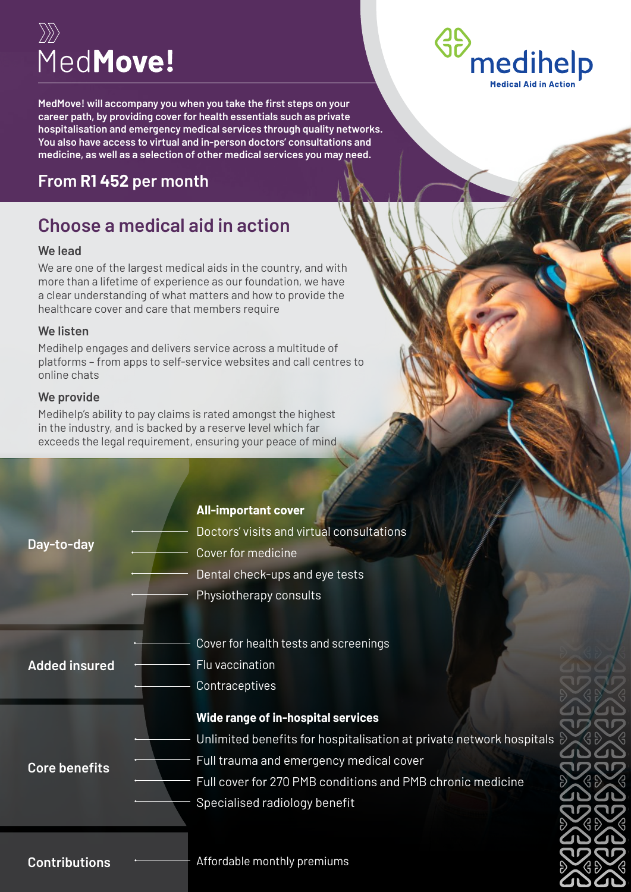# MedMove!

**MedMove! will accompany you when you take the first steps on your career path, by providing cover for health essentials such as private hospitalisation and emergency medical services through quality networks. You also have access to virtual and in-person doctors' consultations and medicine, as well as a selection of other medical services you may need.**

## From R1 452 per month

medihelp
Medical Aid in Action

## Choose a medical aid in action

### We lead

We are one of the largest medical aids in the country, and with more than a lifetime of experience as our foundation, we have a clear understanding of what matters and how to provide the healthcare cover and care that members require

### We listen

Medihelp engages and delivers service across a multitude of platforms – from apps to self-service websites and call centres to online chats

### We provide

Medihelp's ability to pay claims is rated amongst the highest in the industry, and is backed by a reserve level which far exceeds the legal requirement, ensuring your peace of mind

**Day-to-day**

**All-important cover**

- Doctors' visits and virtual consultations
- Cover for medicine
- Dental check-ups and eye tests
- Physiotherapy consults

**Added insured**

- Cover for health tests and screenings
- Flu vaccination
- Contraceptives

**Core benefits**

**Wide range of in-hospital services**

- Unlimited benefits for hospitalisation at private network hospitals
- Full trauma and emergency medical cover
- Full cover for 270 PMB conditions and PMB chronic medicine
- Specialised radiology benefit

**Contributions**

- Affordable monthly premiums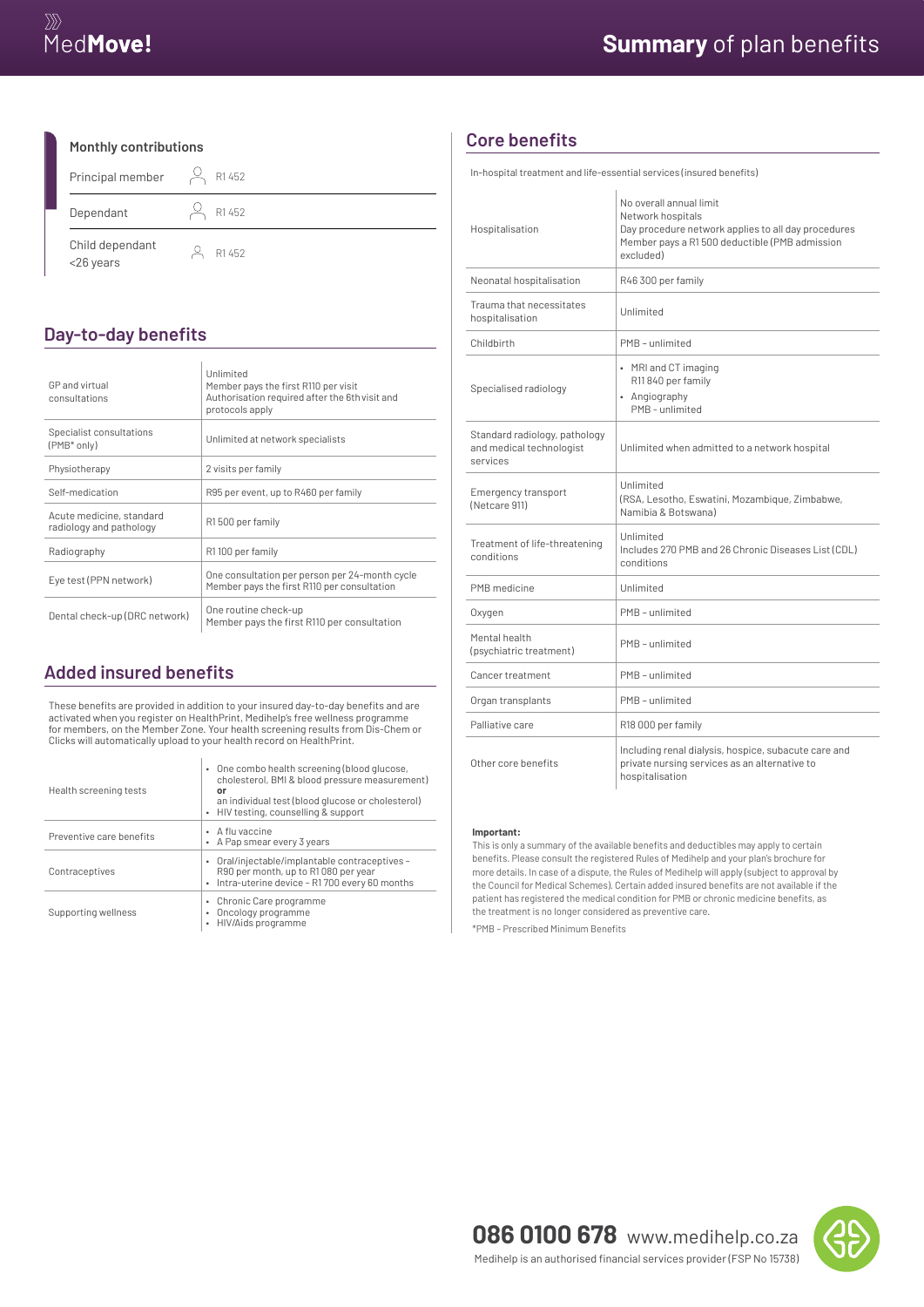MedMove!

# Summary of plan benefits

## Monthly contributions

| | |
|---|---|
| Principal member | R1 452 |
| Dependant | R1 452 |
| Child dependant <26 years | R1 452 |

## Day-to-day benefits

| | |
|---|---|
| GP and virtual consultations | Unlimited<br>Member pays the first R110 per visit<br>Authorisation required after the 6th visit and protocols apply |
| Specialist consultations (PMB* only) | Unlimited at network specialists |
| Physiotherapy | 2 visits per family |
| Self-medication | R95 per event, up to R460 per family |
| Acute medicine, standard radiology and pathology | R1 500 per family |
| Radiography | R1 100 per family |
| Eye test (PPN network) | One consultation per person per 24-month cycle<br>Member pays the first R110 per consultation |
| Dental check-up (DRC network) | One routine check-up<br>Member pays the first R110 per consultation |

## Added insured benefits

These benefits are provided in addition to your insured day-to-day benefits and are activated when you register on HealthPrint, Medihelp's free wellness programme for members, on the Member Zone. Your health screening results from Dis-Chem or Clicks will automatically upload to your health record on HealthPrint.

| | |
|---|---|
| Health screening tests | • One combo health screening (blood glucose, cholesterol, BMI & blood pressure measurement)<br>**or**<br>an individual test (blood glucose or cholesterol)<br>• HIV testing, counselling & support |
| Preventive care benefits | • A flu vaccine<br>• A Pap smear every 3 years |
| Contraceptives | • Oral/injectable/implantable contraceptives – R90 per month, up to R1 080 per year<br>• Intra-uterine device – R1 700 every 60 months |
| Supporting wellness | • Chronic Care programme<br>• Oncology programme<br>• HIV/Aids programme |

## Core benefits

In-hospital treatment and life-essential services (insured benefits)

| | |
|---|---|
| Hospitalisation | No overall annual limit<br>Network hospitals<br>Day procedure network applies to all day procedures<br>Member pays a R1 500 deductible (PMB admission excluded) |
| Neonatal hospitalisation | R46 300 per family |
| Trauma that necessitates hospitalisation | Unlimited |
| Childbirth | PMB – unlimited |
| Specialised radiology | • MRI and CT imaging<br>R11 840 per family<br>• Angiography<br>PMB - unlimited |
| Standard radiology, pathology and medical technologist services | Unlimited when admitted to a network hospital |
| Emergency transport (Netcare 911) | Unlimited<br>(RSA, Lesotho, Eswatini, Mozambique, Zimbabwe, Namibia & Botswana) |
| Treatment of life-threatening conditions | Unlimited<br>Includes 270 PMB and 26 Chronic Diseases List (CDL) conditions |
| PMB medicine | Unlimited |
| Oxygen | PMB – unlimited |
| Mental health (psychiatric treatment) | PMB – unlimited |
| Cancer treatment | PMB – unlimited |
| Organ transplants | PMB – unlimited |
| Palliative care | R18 000 per family |
| Other core benefits | Including renal dialysis, hospice, subacute care and private nursing services as an alternative to hospitalisation |

**Important:**
This is only a summary of the available benefits and deductibles may apply to certain benefits. Please consult the registered Rules of Medihelp and your plan's brochure for more details. In case of a dispute, the Rules of Medihelp will apply (subject to approval by the Council for Medical Schemes). Certain added insured benefits are not available if the patient has registered the medical condition for PMB or chronic medicine benefits, as the treatment is no longer considered as preventive care.

*PMB – Prescribed Minimum Benefits

**086 0100 678** www.medihelp.co.za

Medihelp is an authorised financial services provider (FSP No 15738)